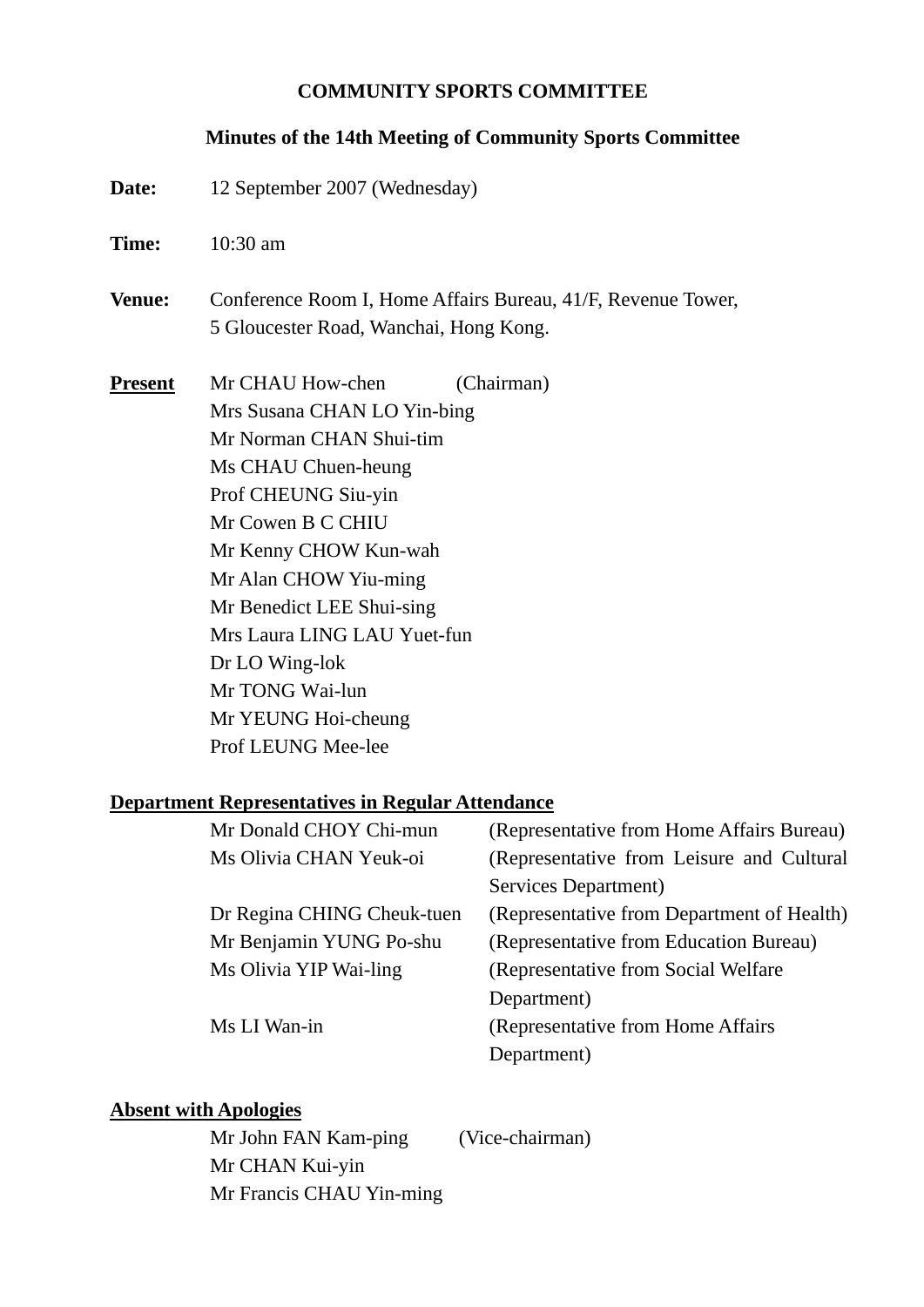# COMMUNITY SPORTS COMMITTEE

## Minutes of the 14th Meeting of Community Sports Committee

**Date:** 12 September 2007 (Wednesday)

**Time:** 10:30 am

**Venue:** Conference Room I, Home Affairs Bureau, 41/F, Revenue Tower, 5 Gloucester Road, Wanchai, Hong Kong.

**Present**

Mr CHAU How-chen (Chairman)
Mrs Susana CHAN LO Yin-bing
Mr Norman CHAN Shui-tim
Ms CHAU Chuen-heung
Prof CHEUNG Siu-yin
Mr Cowen B C CHIU
Mr Kenny CHOW Kun-wah
Mr Alan CHOW Yiu-ming
Mr Benedict LEE Shui-sing
Mrs Laura LING LAU Yuet-fun
Dr LO Wing-lok
Mr TONG Wai-lun
Mr YEUNG Hoi-cheung
Prof LEUNG Mee-lee

**Department Representatives in Regular Attendance**

Mr Donald CHOY Chi-mun (Representative from Home Affairs Bureau)
Ms Olivia CHAN Yeuk-oi (Representative from Leisure and Cultural Services Department)
Dr Regina CHING Cheuk-tuen (Representative from Department of Health)
Mr Benjamin YUNG Po-shu (Representative from Education Bureau)
Ms Olivia YIP Wai-ling (Representative from Social Welfare Department)
Ms LI Wan-in (Representative from Home Affairs Department)

**Absent with Apologies**

Mr John FAN Kam-ping (Vice-chairman)
Mr CHAN Kui-yin
Mr Francis CHAU Yin-ming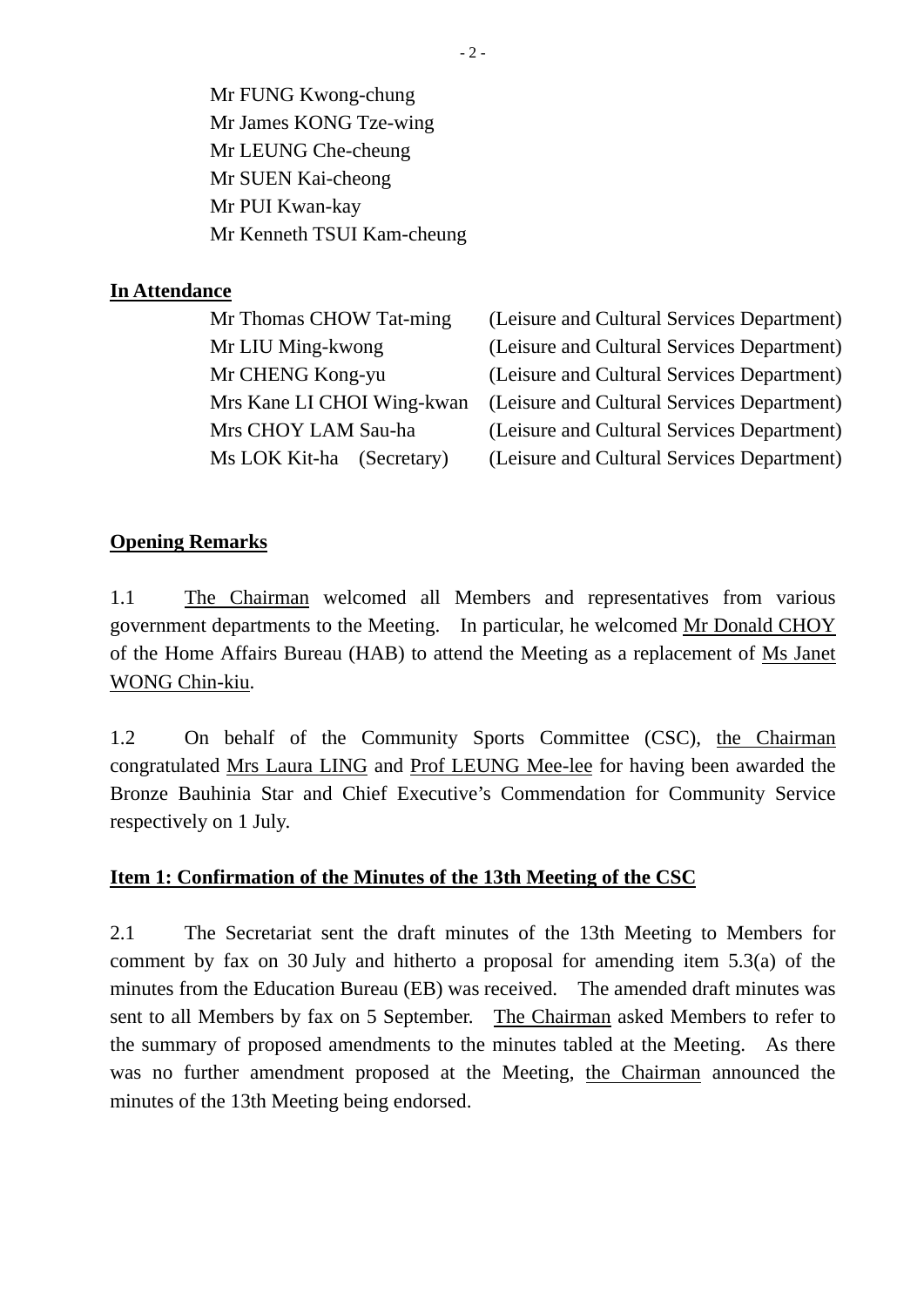Mr FUNG Kwong-chung
Mr James KONG Tze-wing
Mr LEUNG Che-cheung
Mr SUEN Kai-cheong
Mr PUI Kwan-kay
Mr Kenneth TSUI Kam-cheung

**In Attendance**

| | |
|---|---|
| Mr Thomas CHOW Tat-ming | (Leisure and Cultural Services Department) |
| Mr LIU Ming-kwong | (Leisure and Cultural Services Department) |
| Mr CHENG Kong-yu | (Leisure and Cultural Services Department) |
| Mrs Kane LI CHOI Wing-kwan | (Leisure and Cultural Services Department) |
| Mrs CHOY LAM Sau-ha | (Leisure and Cultural Services Department) |
| Ms LOK Kit-ha (Secretary) | (Leisure and Cultural Services Department) |

**Opening Remarks**

1.1 The Chairman welcomed all Members and representatives from various government departments to the Meeting. In particular, he welcomed Mr Donald CHOY of the Home Affairs Bureau (HAB) to attend the Meeting as a replacement of Ms Janet WONG Chin-kiu.

1.2 On behalf of the Community Sports Committee (CSC), the Chairman congratulated Mrs Laura LING and Prof LEUNG Mee-lee for having been awarded the Bronze Bauhinia Star and Chief Executive's Commendation for Community Service respectively on 1 July.

**Item 1: Confirmation of the Minutes of the 13th Meeting of the CSC**

2.1 The Secretariat sent the draft minutes of the 13th Meeting to Members for comment by fax on 30 July and hitherto a proposal for amending item 5.3(a) of the minutes from the Education Bureau (EB) was received. The amended draft minutes was sent to all Members by fax on 5 September. The Chairman asked Members to refer to the summary of proposed amendments to the minutes tabled at the Meeting. As there was no further amendment proposed at the Meeting, the Chairman announced the minutes of the 13th Meeting being endorsed.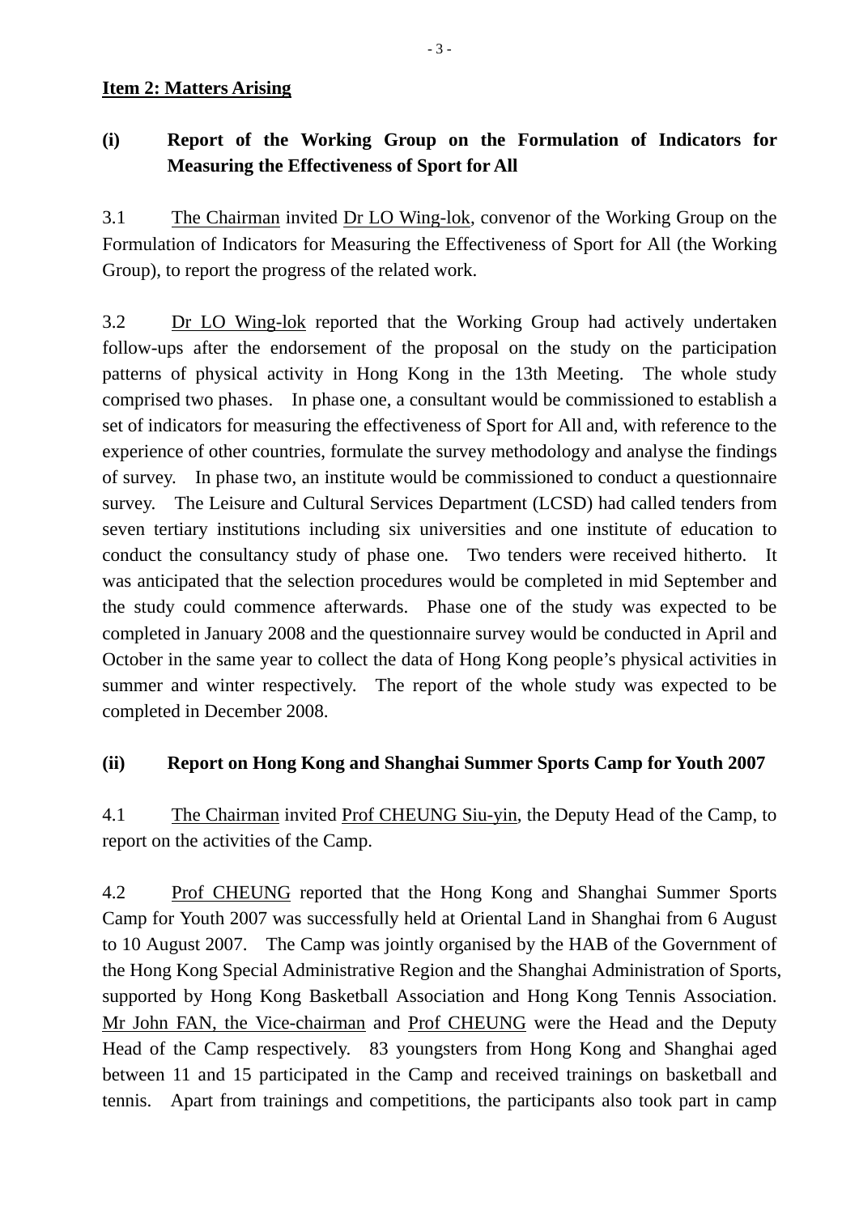**Item 2: Matters Arising**

**(i) Report of the Working Group on the Formulation of Indicators for Measuring the Effectiveness of Sport for All**

3.1 The Chairman invited Dr LO Wing-lok, convenor of the Working Group on the Formulation of Indicators for Measuring the Effectiveness of Sport for All (the Working Group), to report the progress of the related work.

3.2 Dr LO Wing-lok reported that the Working Group had actively undertaken follow-ups after the endorsement of the proposal on the study on the participation patterns of physical activity in Hong Kong in the 13th Meeting. The whole study comprised two phases. In phase one, a consultant would be commissioned to establish a set of indicators for measuring the effectiveness of Sport for All and, with reference to the experience of other countries, formulate the survey methodology and analyse the findings of survey. In phase two, an institute would be commissioned to conduct a questionnaire survey. The Leisure and Cultural Services Department (LCSD) had called tenders from seven tertiary institutions including six universities and one institute of education to conduct the consultancy study of phase one. Two tenders were received hitherto. It was anticipated that the selection procedures would be completed in mid September and the study could commence afterwards. Phase one of the study was expected to be completed in January 2008 and the questionnaire survey would be conducted in April and October in the same year to collect the data of Hong Kong people's physical activities in summer and winter respectively. The report of the whole study was expected to be completed in December 2008.

**(ii) Report on Hong Kong and Shanghai Summer Sports Camp for Youth 2007**

4.1 The Chairman invited Prof CHEUNG Siu-yin, the Deputy Head of the Camp, to report on the activities of the Camp.

4.2 Prof CHEUNG reported that the Hong Kong and Shanghai Summer Sports Camp for Youth 2007 was successfully held at Oriental Land in Shanghai from 6 August to 10 August 2007. The Camp was jointly organised by the HAB of the Government of the Hong Kong Special Administrative Region and the Shanghai Administration of Sports, supported by Hong Kong Basketball Association and Hong Kong Tennis Association. Mr John FAN, the Vice-chairman and Prof CHEUNG were the Head and the Deputy Head of the Camp respectively. 83 youngsters from Hong Kong and Shanghai aged between 11 and 15 participated in the Camp and received trainings on basketball and tennis. Apart from trainings and competitions, the participants also took part in camp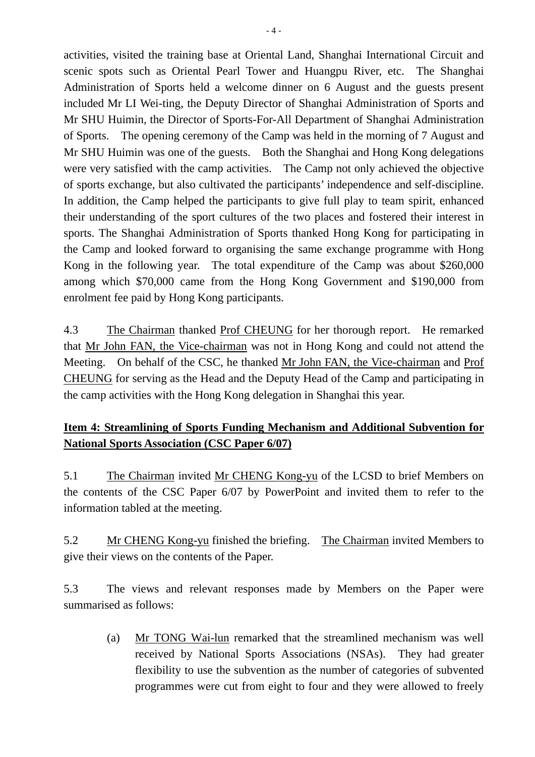activities, visited the training base at Oriental Land, Shanghai International Circuit and scenic spots such as Oriental Pearl Tower and Huangpu River, etc. The Shanghai Administration of Sports held a welcome dinner on 6 August and the guests present included Mr LI Wei-ting, the Deputy Director of Shanghai Administration of Sports and Mr SHU Huimin, the Director of Sports-For-All Department of Shanghai Administration of Sports. The opening ceremony of the Camp was held in the morning of 7 August and Mr SHU Huimin was one of the guests. Both the Shanghai and Hong Kong delegations were very satisfied with the camp activities. The Camp not only achieved the objective of sports exchange, but also cultivated the participants' independence and self-discipline. In addition, the Camp helped the participants to give full play to team spirit, enhanced their understanding of the sport cultures of the two places and fostered their interest in sports. The Shanghai Administration of Sports thanked Hong Kong for participating in the Camp and looked forward to organising the same exchange programme with Hong Kong in the following year. The total expenditure of the Camp was about $260,000 among which $70,000 came from the Hong Kong Government and $190,000 from enrolment fee paid by Hong Kong participants.

4.3 The Chairman thanked Prof CHEUNG for her thorough report. He remarked that Mr John FAN, the Vice-chairman was not in Hong Kong and could not attend the Meeting. On behalf of the CSC, he thanked Mr John FAN, the Vice-chairman and Prof CHEUNG for serving as the Head and the Deputy Head of the Camp and participating in the camp activities with the Hong Kong delegation in Shanghai this year.

**Item 4: Streamlining of Sports Funding Mechanism and Additional Subvention for National Sports Association (CSC Paper 6/07)**

5.1 The Chairman invited Mr CHENG Kong-yu of the LCSD to brief Members on the contents of the CSC Paper 6/07 by PowerPoint and invited them to refer to the information tabled at the meeting.

5.2 Mr CHENG Kong-yu finished the briefing. The Chairman invited Members to give their views on the contents of the Paper.

5.3 The views and relevant responses made by Members on the Paper were summarised as follows:

(a) Mr TONG Wai-lun remarked that the streamlined mechanism was well received by National Sports Associations (NSAs). They had greater flexibility to use the subvention as the number of categories of subvented programmes were cut from eight to four and they were allowed to freely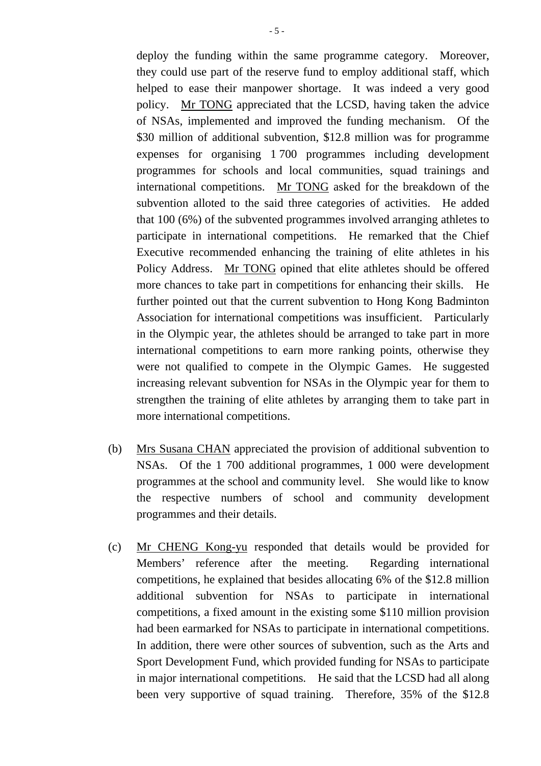deploy the funding within the same programme category. Moreover, they could use part of the reserve fund to employ additional staff, which helped to ease their manpower shortage. It was indeed a very good policy. Mr TONG appreciated that the LCSD, having taken the advice of NSAs, implemented and improved the funding mechanism. Of the $30 million of additional subvention, $12.8 million was for programme expenses for organising 1 700 programmes including development programmes for schools and local communities, squad trainings and international competitions. Mr TONG asked for the breakdown of the subvention alloted to the said three categories of activities. He added that 100 (6%) of the subvented programmes involved arranging athletes to participate in international competitions. He remarked that the Chief Executive recommended enhancing the training of elite athletes in his Policy Address. Mr TONG opined that elite athletes should be offered more chances to take part in competitions for enhancing their skills. He further pointed out that the current subvention to Hong Kong Badminton Association for international competitions was insufficient. Particularly in the Olympic year, the athletes should be arranged to take part in more international competitions to earn more ranking points, otherwise they were not qualified to compete in the Olympic Games. He suggested increasing relevant subvention for NSAs in the Olympic year for them to strengthen the training of elite athletes by arranging them to take part in more international competitions.

(b) Mrs Susana CHAN appreciated the provision of additional subvention to NSAs. Of the 1 700 additional programmes, 1 000 were development programmes at the school and community level. She would like to know the respective numbers of school and community development programmes and their details.

(c) Mr CHENG Kong-yu responded that details would be provided for Members' reference after the meeting. Regarding international competitions, he explained that besides allocating 6% of the $12.8 million additional subvention for NSAs to participate in international competitions, a fixed amount in the existing some $110 million provision had been earmarked for NSAs to participate in international competitions. In addition, there were other sources of subvention, such as the Arts and Sport Development Fund, which provided funding for NSAs to participate in major international competitions. He said that the LCSD had all along been very supportive of squad training. Therefore, 35% of the $12.8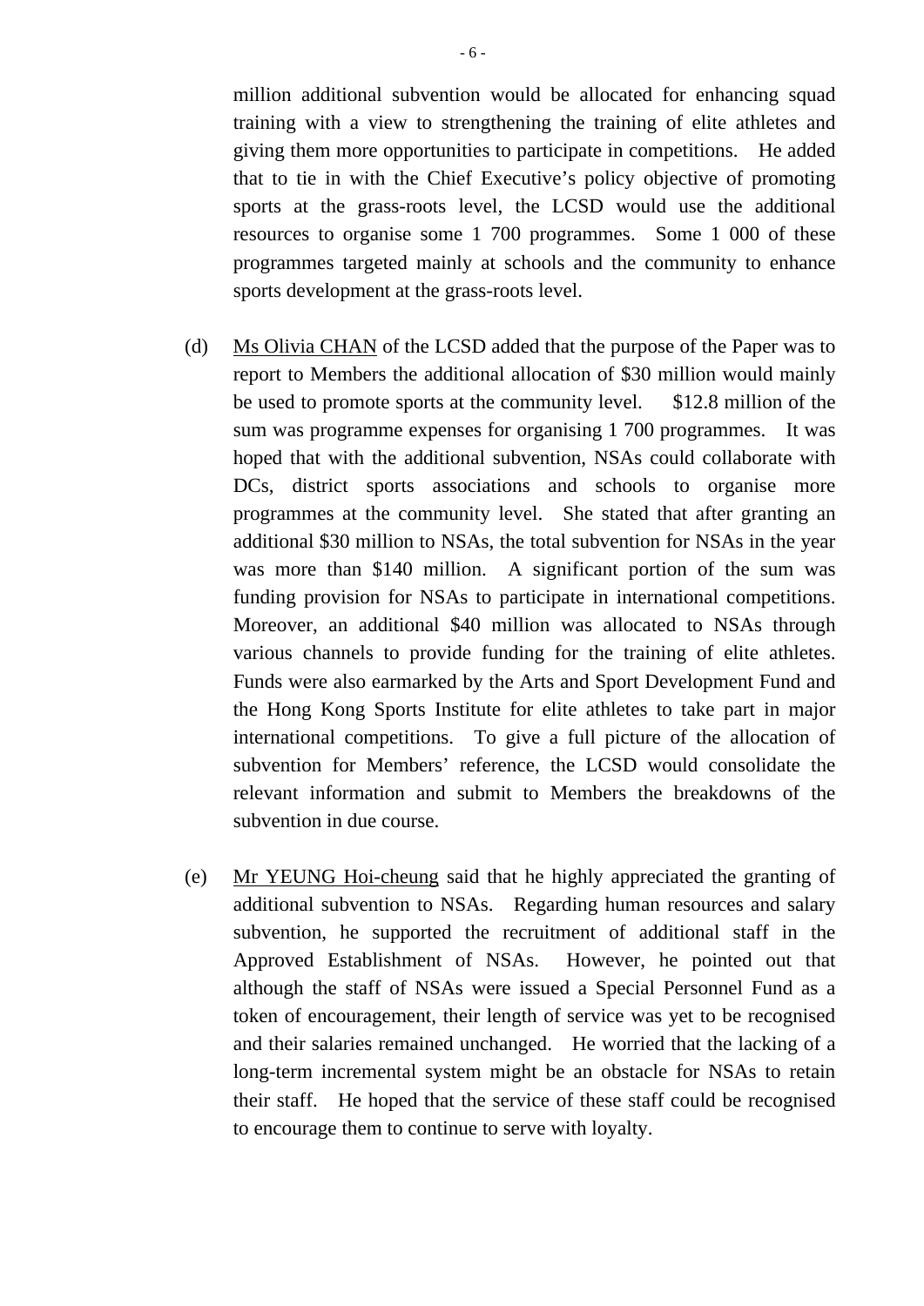million additional subvention would be allocated for enhancing squad training with a view to strengthening the training of elite athletes and giving them more opportunities to participate in competitions. He added that to tie in with the Chief Executive's policy objective of promoting sports at the grass-roots level, the LCSD would use the additional resources to organise some 1 700 programmes. Some 1 000 of these programmes targeted mainly at schools and the community to enhance sports development at the grass-roots level.

(d) Ms Olivia CHAN of the LCSD added that the purpose of the Paper was to report to Members the additional allocation of $30 million would mainly be used to promote sports at the community level. $12.8 million of the sum was programme expenses for organising 1 700 programmes. It was hoped that with the additional subvention, NSAs could collaborate with DCs, district sports associations and schools to organise more programmes at the community level. She stated that after granting an additional $30 million to NSAs, the total subvention for NSAs in the year was more than $140 million. A significant portion of the sum was funding provision for NSAs to participate in international competitions. Moreover, an additional $40 million was allocated to NSAs through various channels to provide funding for the training of elite athletes. Funds were also earmarked by the Arts and Sport Development Fund and the Hong Kong Sports Institute for elite athletes to take part in major international competitions. To give a full picture of the allocation of subvention for Members' reference, the LCSD would consolidate the relevant information and submit to Members the breakdowns of the subvention in due course.

(e) Mr YEUNG Hoi-cheung said that he highly appreciated the granting of additional subvention to NSAs. Regarding human resources and salary subvention, he supported the recruitment of additional staff in the Approved Establishment of NSAs. However, he pointed out that although the staff of NSAs were issued a Special Personnel Fund as a token of encouragement, their length of service was yet to be recognised and their salaries remained unchanged. He worried that the lacking of a long-term incremental system might be an obstacle for NSAs to retain their staff. He hoped that the service of these staff could be recognised to encourage them to continue to serve with loyalty.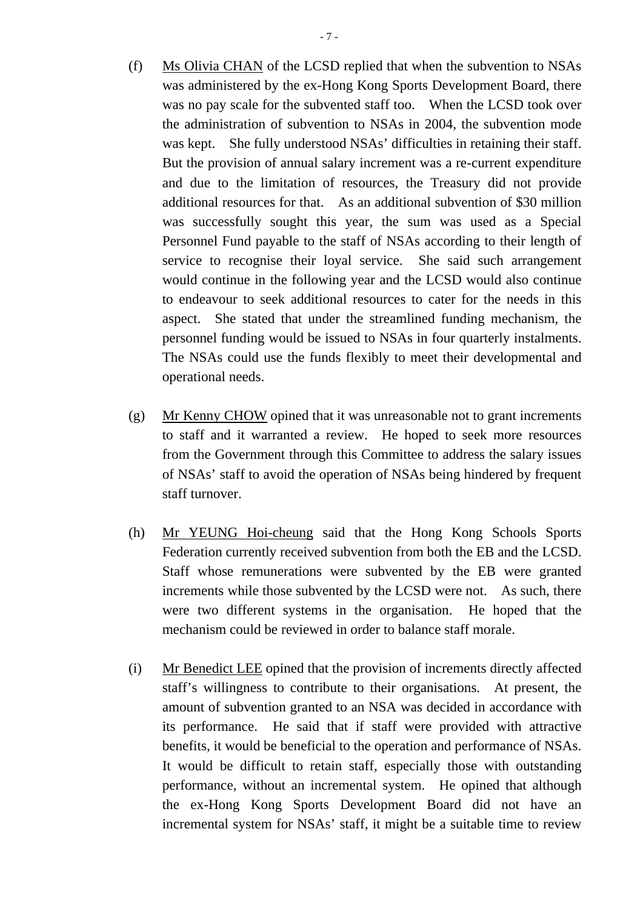(f) Ms Olivia CHAN of the LCSD replied that when the subvention to NSAs was administered by the ex-Hong Kong Sports Development Board, there was no pay scale for the subvented staff too. When the LCSD took over the administration of subvention to NSAs in 2004, the subvention mode was kept. She fully understood NSAs' difficulties in retaining their staff. But the provision of annual salary increment was a re-current expenditure and due to the limitation of resources, the Treasury did not provide additional resources for that. As an additional subvention of $30 million was successfully sought this year, the sum was used as a Special Personnel Fund payable to the staff of NSAs according to their length of service to recognise their loyal service. She said such arrangement would continue in the following year and the LCSD would also continue to endeavour to seek additional resources to cater for the needs in this aspect. She stated that under the streamlined funding mechanism, the personnel funding would be issued to NSAs in four quarterly instalments. The NSAs could use the funds flexibly to meet their developmental and operational needs.

(g) Mr Kenny CHOW opined that it was unreasonable not to grant increments to staff and it warranted a review. He hoped to seek more resources from the Government through this Committee to address the salary issues of NSAs' staff to avoid the operation of NSAs being hindered by frequent staff turnover.

(h) Mr YEUNG Hoi-cheung said that the Hong Kong Schools Sports Federation currently received subvention from both the EB and the LCSD. Staff whose remunerations were subvented by the EB were granted increments while those subvented by the LCSD were not. As such, there were two different systems in the organisation. He hoped that the mechanism could be reviewed in order to balance staff morale.

(i) Mr Benedict LEE opined that the provision of increments directly affected staff's willingness to contribute to their organisations. At present, the amount of subvention granted to an NSA was decided in accordance with its performance. He said that if staff were provided with attractive benefits, it would be beneficial to the operation and performance of NSAs. It would be difficult to retain staff, especially those with outstanding performance, without an incremental system. He opined that although the ex-Hong Kong Sports Development Board did not have an incremental system for NSAs' staff, it might be a suitable time to review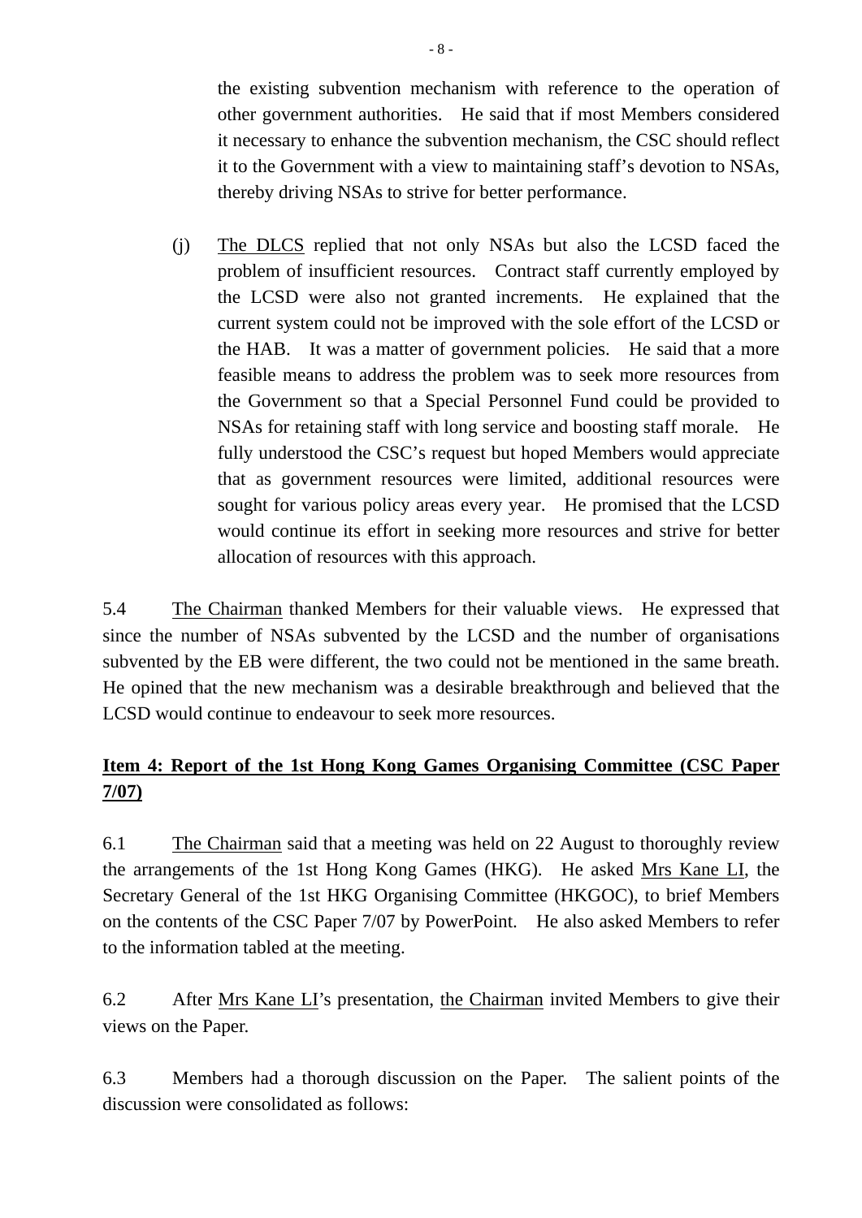the existing subvention mechanism with reference to the operation of other government authorities. He said that if most Members considered it necessary to enhance the subvention mechanism, the CSC should reflect it to the Government with a view to maintaining staff's devotion to NSAs, thereby driving NSAs to strive for better performance.

(j) The DLCS replied that not only NSAs but also the LCSD faced the problem of insufficient resources. Contract staff currently employed by the LCSD were also not granted increments. He explained that the current system could not be improved with the sole effort of the LCSD or the HAB. It was a matter of government policies. He said that a more feasible means to address the problem was to seek more resources from the Government so that a Special Personnel Fund could be provided to NSAs for retaining staff with long service and boosting staff morale. He fully understood the CSC's request but hoped Members would appreciate that as government resources were limited, additional resources were sought for various policy areas every year. He promised that the LCSD would continue its effort in seeking more resources and strive for better allocation of resources with this approach.

5.4 The Chairman thanked Members for their valuable views. He expressed that since the number of NSAs subvented by the LCSD and the number of organisations subvented by the EB were different, the two could not be mentioned in the same breath. He opined that the new mechanism was a desirable breakthrough and believed that the LCSD would continue to endeavour to seek more resources.

**Item 4: Report of the 1st Hong Kong Games Organising Committee (CSC Paper 7/07)**

6.1 The Chairman said that a meeting was held on 22 August to thoroughly review the arrangements of the 1st Hong Kong Games (HKG). He asked Mrs Kane LI, the Secretary General of the 1st HKG Organising Committee (HKGOC), to brief Members on the contents of the CSC Paper 7/07 by PowerPoint. He also asked Members to refer to the information tabled at the meeting.

6.2 After Mrs Kane LI's presentation, the Chairman invited Members to give their views on the Paper.

6.3 Members had a thorough discussion on the Paper. The salient points of the discussion were consolidated as follows: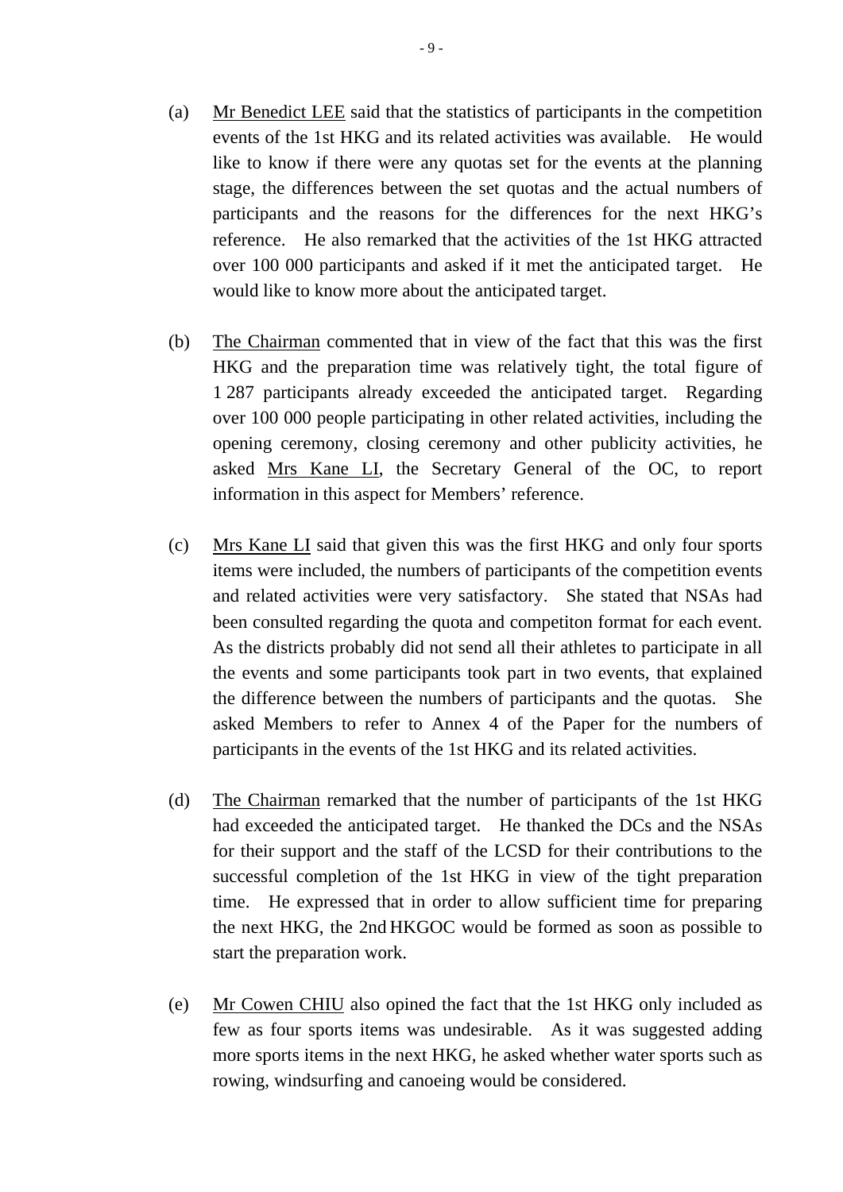(a) Mr Benedict LEE said that the statistics of participants in the competition events of the 1st HKG and its related activities was available. He would like to know if there were any quotas set for the events at the planning stage, the differences between the set quotas and the actual numbers of participants and the reasons for the differences for the next HKG's reference. He also remarked that the activities of the 1st HKG attracted over 100 000 participants and asked if it met the anticipated target. He would like to know more about the anticipated target.

(b) The Chairman commented that in view of the fact that this was the first HKG and the preparation time was relatively tight, the total figure of 1 287 participants already exceeded the anticipated target. Regarding over 100 000 people participating in other related activities, including the opening ceremony, closing ceremony and other publicity activities, he asked Mrs Kane LI, the Secretary General of the OC, to report information in this aspect for Members' reference.

(c) Mrs Kane LI said that given this was the first HKG and only four sports items were included, the numbers of participants of the competition events and related activities were very satisfactory. She stated that NSAs had been consulted regarding the quota and competiton format for each event. As the districts probably did not send all their athletes to participate in all the events and some participants took part in two events, that explained the difference between the numbers of participants and the quotas. She asked Members to refer to Annex 4 of the Paper for the numbers of participants in the events of the 1st HKG and its related activities.

(d) The Chairman remarked that the number of participants of the 1st HKG had exceeded the anticipated target. He thanked the DCs and the NSAs for their support and the staff of the LCSD for their contributions to the successful completion of the 1st HKG in view of the tight preparation time. He expressed that in order to allow sufficient time for preparing the next HKG, the 2nd HKGOC would be formed as soon as possible to start the preparation work.

(e) Mr Cowen CHIU also opined the fact that the 1st HKG only included as few as four sports items was undesirable. As it was suggested adding more sports items in the next HKG, he asked whether water sports such as rowing, windsurfing and canoeing would be considered.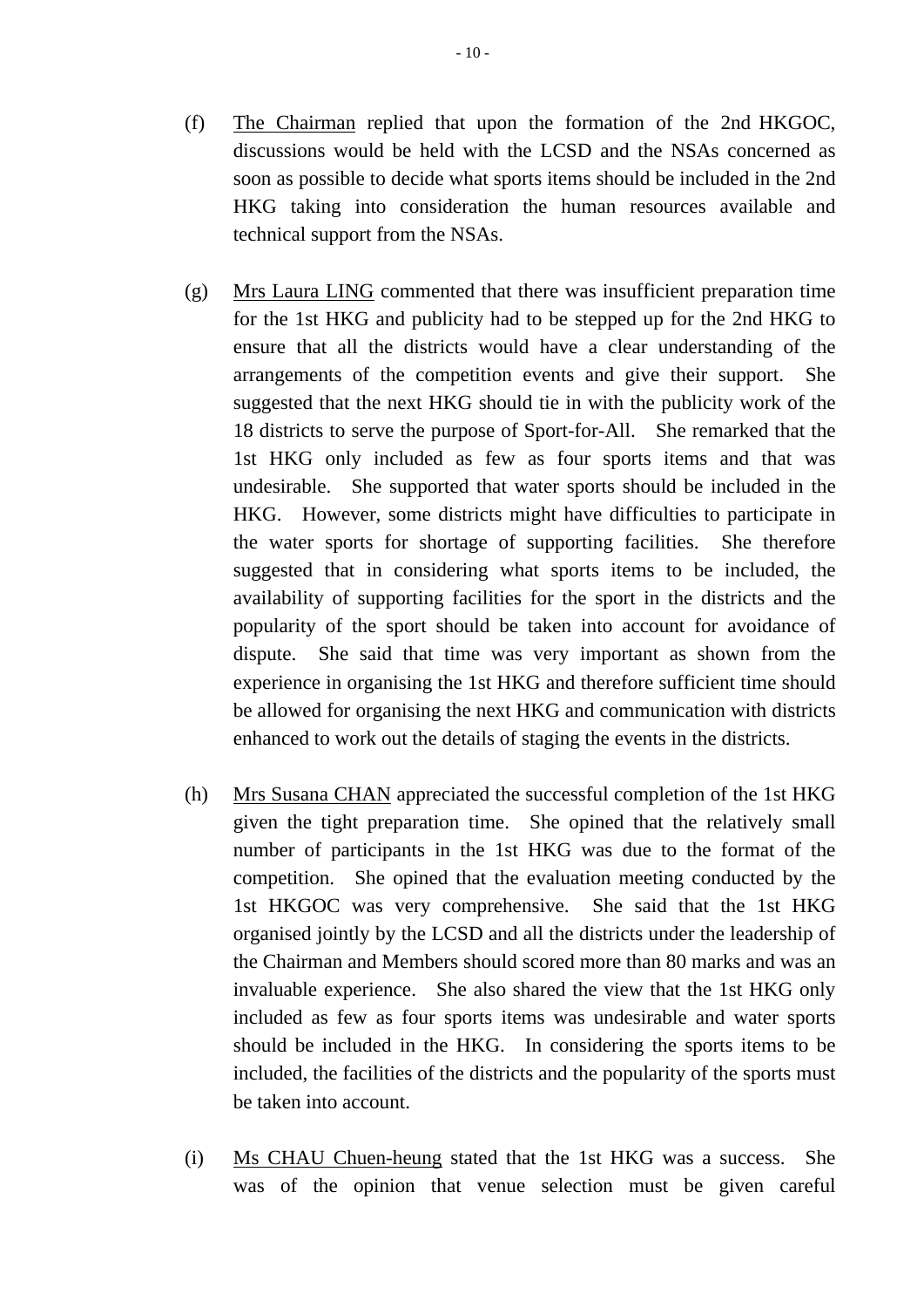(f) The Chairman replied that upon the formation of the 2nd HKGOC, discussions would be held with the LCSD and the NSAs concerned as soon as possible to decide what sports items should be included in the 2nd HKG taking into consideration the human resources available and technical support from the NSAs.

(g) Mrs Laura LING commented that there was insufficient preparation time for the 1st HKG and publicity had to be stepped up for the 2nd HKG to ensure that all the districts would have a clear understanding of the arrangements of the competition events and give their support. She suggested that the next HKG should tie in with the publicity work of the 18 districts to serve the purpose of Sport-for-All. She remarked that the 1st HKG only included as few as four sports items and that was undesirable. She supported that water sports should be included in the HKG. However, some districts might have difficulties to participate in the water sports for shortage of supporting facilities. She therefore suggested that in considering what sports items to be included, the availability of supporting facilities for the sport in the districts and the popularity of the sport should be taken into account for avoidance of dispute. She said that time was very important as shown from the experience in organising the 1st HKG and therefore sufficient time should be allowed for organising the next HKG and communication with districts enhanced to work out the details of staging the events in the districts.

(h) Mrs Susana CHAN appreciated the successful completion of the 1st HKG given the tight preparation time. She opined that the relatively small number of participants in the 1st HKG was due to the format of the competition. She opined that the evaluation meeting conducted by the 1st HKGOC was very comprehensive. She said that the 1st HKG organised jointly by the LCSD and all the districts under the leadership of the Chairman and Members should scored more than 80 marks and was an invaluable experience. She also shared the view that the 1st HKG only included as few as four sports items was undesirable and water sports should be included in the HKG. In considering the sports items to be included, the facilities of the districts and the popularity of the sports must be taken into account.

(i) Ms CHAU Chuen-heung stated that the 1st HKG was a success. She was of the opinion that venue selection must be given careful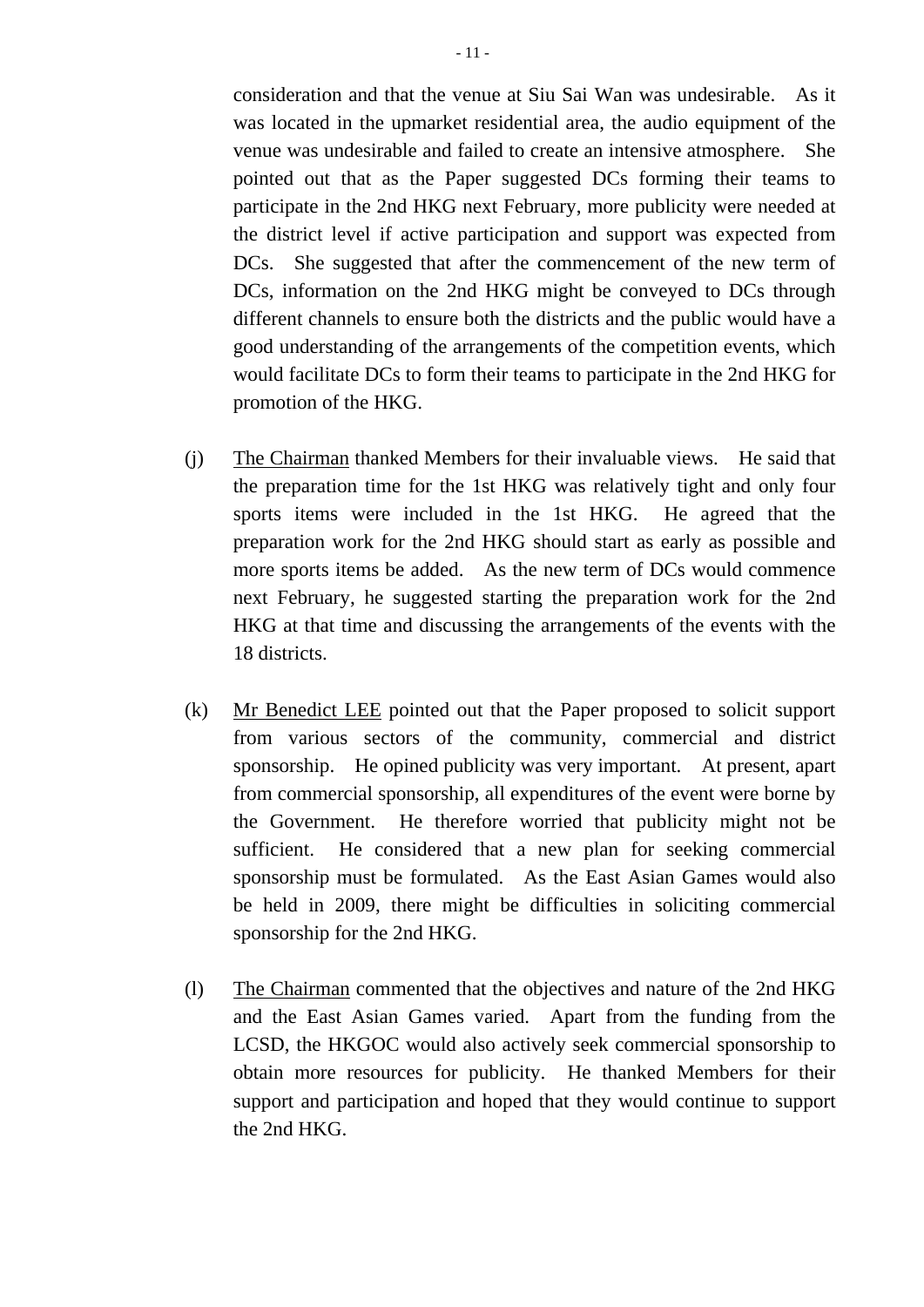consideration and that the venue at Siu Sai Wan was undesirable. As it was located in the upmarket residential area, the audio equipment of the venue was undesirable and failed to create an intensive atmosphere. She pointed out that as the Paper suggested DCs forming their teams to participate in the 2nd HKG next February, more publicity were needed at the district level if active participation and support was expected from DCs. She suggested that after the commencement of the new term of DCs, information on the 2nd HKG might be conveyed to DCs through different channels to ensure both the districts and the public would have a good understanding of the arrangements of the competition events, which would facilitate DCs to form their teams to participate in the 2nd HKG for promotion of the HKG.

(j) The Chairman thanked Members for their invaluable views. He said that the preparation time for the 1st HKG was relatively tight and only four sports items were included in the 1st HKG. He agreed that the preparation work for the 2nd HKG should start as early as possible and more sports items be added. As the new term of DCs would commence next February, he suggested starting the preparation work for the 2nd HKG at that time and discussing the arrangements of the events with the 18 districts.

(k) Mr Benedict LEE pointed out that the Paper proposed to solicit support from various sectors of the community, commercial and district sponsorship. He opined publicity was very important. At present, apart from commercial sponsorship, all expenditures of the event were borne by the Government. He therefore worried that publicity might not be sufficient. He considered that a new plan for seeking commercial sponsorship must be formulated. As the East Asian Games would also be held in 2009, there might be difficulties in soliciting commercial sponsorship for the 2nd HKG.

(l) The Chairman commented that the objectives and nature of the 2nd HKG and the East Asian Games varied. Apart from the funding from the LCSD, the HKGOC would also actively seek commercial sponsorship to obtain more resources for publicity. He thanked Members for their support and participation and hoped that they would continue to support the 2nd HKG.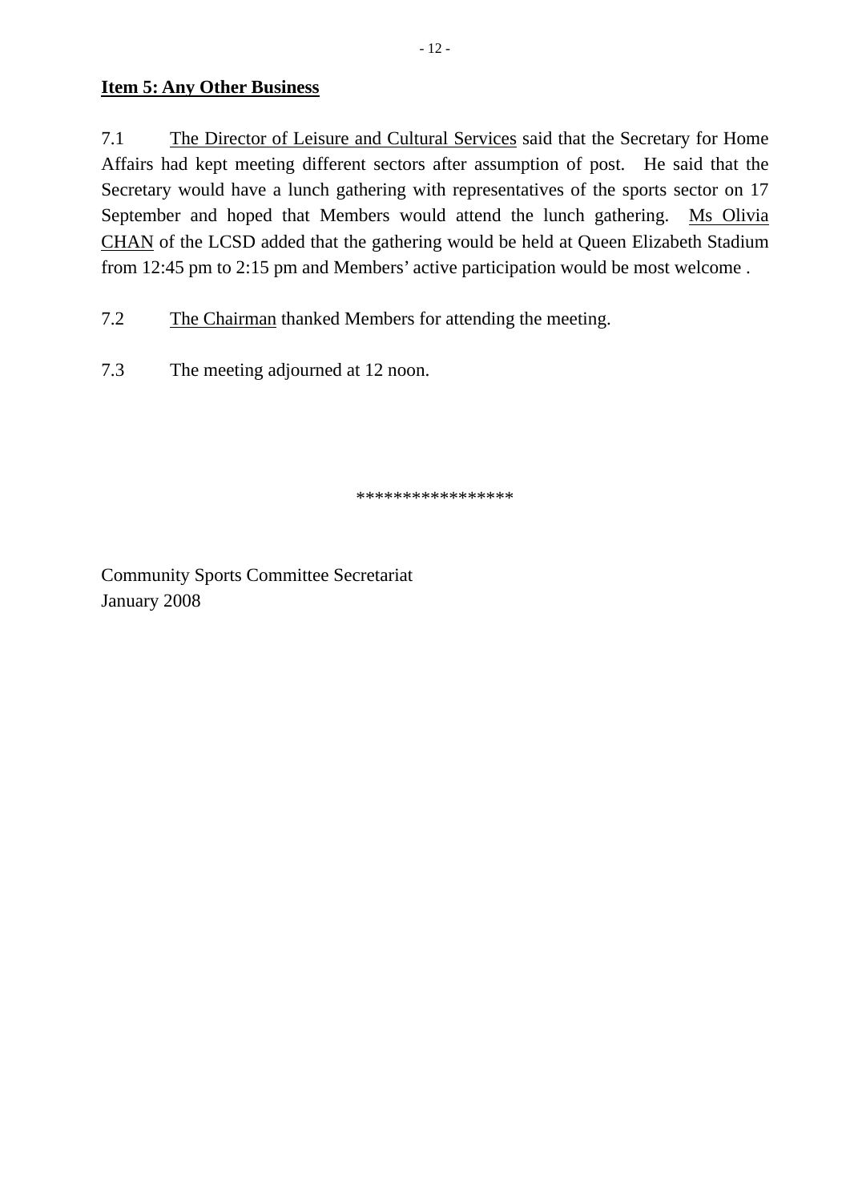**Item 5: Any Other Business**

7.1 The Director of Leisure and Cultural Services said that the Secretary for Home Affairs had kept meeting different sectors after assumption of post. He said that the Secretary would have a lunch gathering with representatives of the sports sector on 17 September and hoped that Members would attend the lunch gathering. Ms Olivia CHAN of the LCSD added that the gathering would be held at Queen Elizabeth Stadium from 12:45 pm to 2:15 pm and Members' active participation would be most welcome .

7.2 The Chairman thanked Members for attending the meeting.

7.3 The meeting adjourned at 12 noon.

****************

Community Sports Committee Secretariat
January 2008